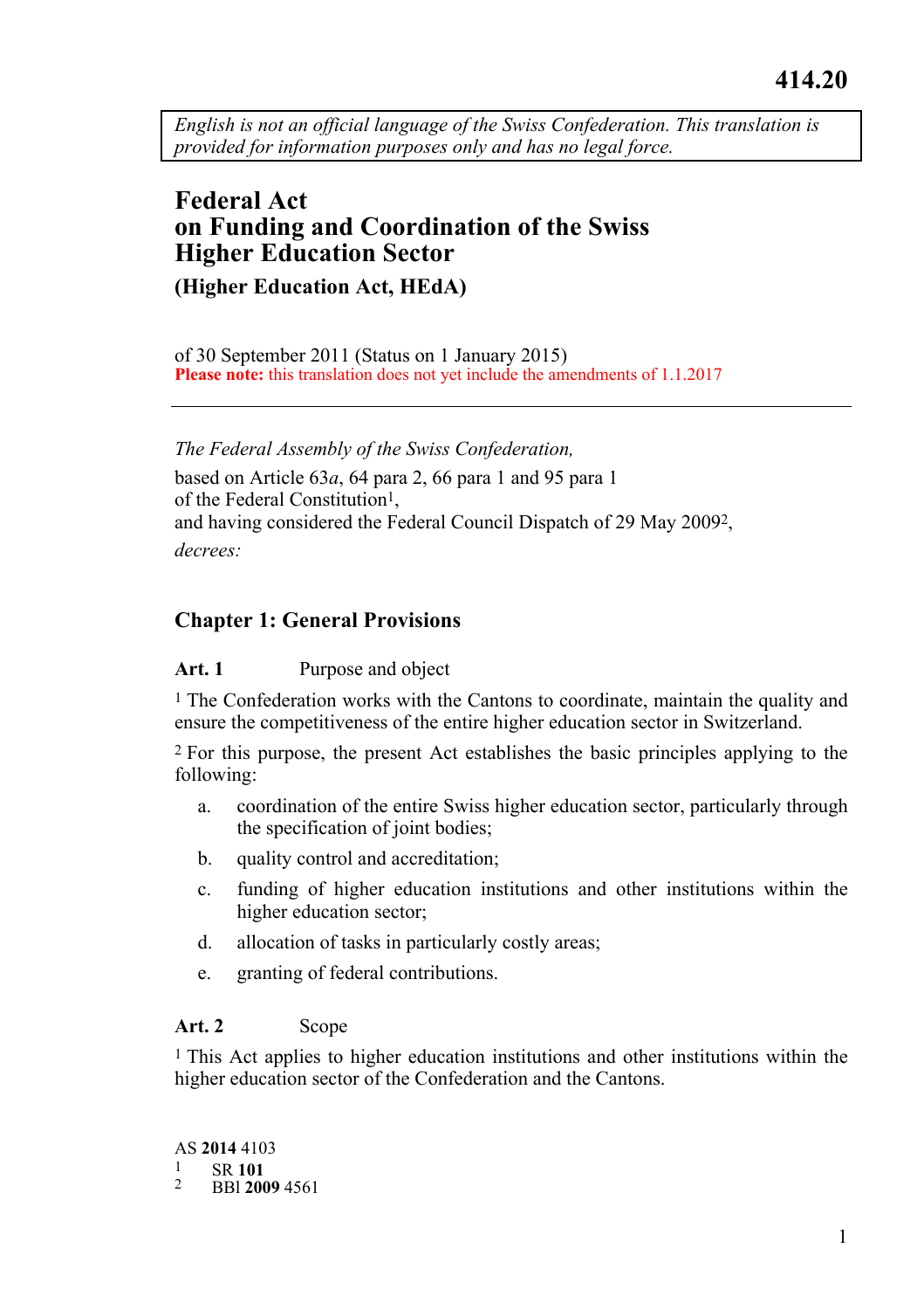414.20

*English is not an official language of the Swiss Confederation. This translation is provided for information purposes only and has no legal force.*

# Federal Act on Funding and Coordination of the Swiss Higher Education Sector

## (Higher Education Act, HEdA)

of 30 September 2011 (Status on 1 January 2015)

**Please note:** this translation does not yet include the amendments of 1.1.2017

---

*The Federal Assembly of the Swiss Confederation,*

based on Article 63*a*, 64 para 2, 66 para 1 and 95 para 1 of the Federal Constitution[1],
and having considered the Federal Council Dispatch of 29 May 2009[2],

*decrees:*

## Chapter 1: General Provisions

### Art. 1 Purpose and object

[1] The Confederation works with the Cantons to coordinate, maintain the quality and ensure the competitiveness of the entire higher education sector in Switzerland.

[2] For this purpose, the present Act establishes the basic principles applying to the following:

a. coordination of the entire Swiss higher education sector, particularly through the specification of joint bodies;

b. quality control and accreditation;

c. funding of higher education institutions and other institutions within the higher education sector;

d. allocation of tasks in particularly costly areas;

e. granting of federal contributions.

### Art. 2 Scope

[1] This Act applies to higher education institutions and other institutions within the higher education sector of the Confederation and the Cantons.

AS **2014** 4103

1 SR **101**

2 BBl **2009** 4561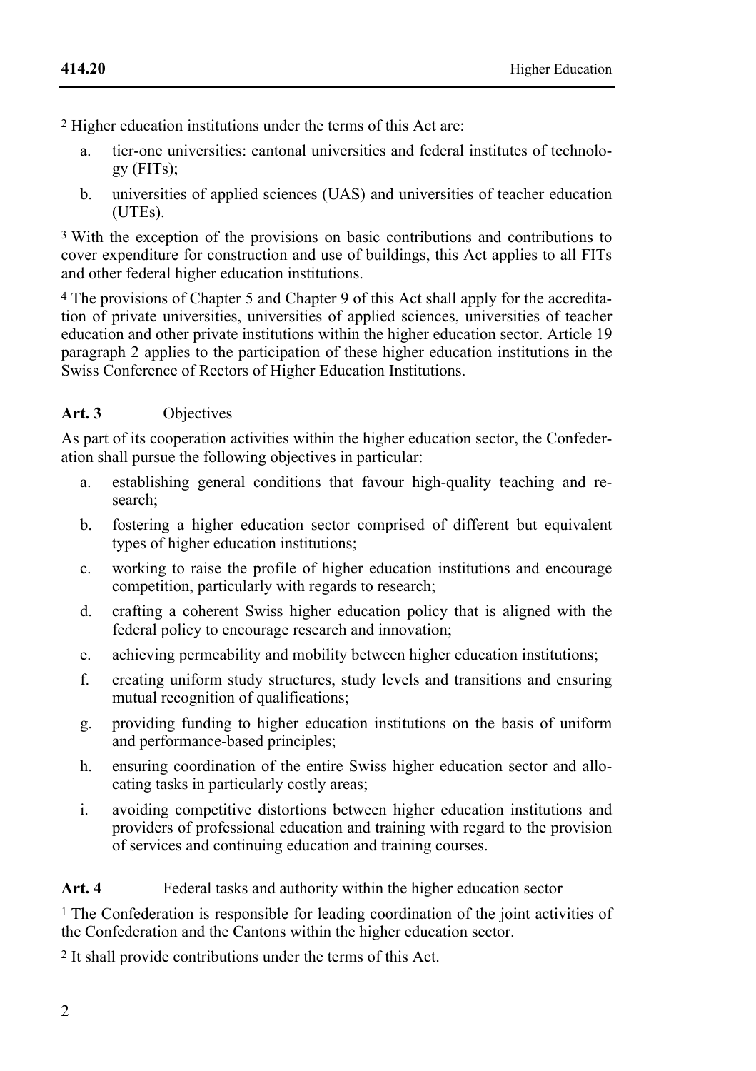[2] Higher education institutions under the terms of this Act are:

a. tier-one universities: cantonal universities and federal institutes of technology (FITs);

b. universities of applied sciences (UAS) and universities of teacher education (UTEs).

[3] With the exception of the provisions on basic contributions and contributions to cover expenditure for construction and use of buildings, this Act applies to all FITs and other federal higher education institutions.

[4] The provisions of Chapter 5 and Chapter 9 of this Act shall apply for the accreditation of private universities, universities of applied sciences, universities of teacher education and other private institutions within the higher education sector. Article 19 paragraph 2 applies to the participation of these higher education institutions in the Swiss Conference of Rectors of Higher Education Institutions.

### Art. 3 Objectives

As part of its cooperation activities within the higher education sector, the Confederation shall pursue the following objectives in particular:

a. establishing general conditions that favour high-quality teaching and research;

b. fostering a higher education sector comprised of different but equivalent types of higher education institutions;

c. working to raise the profile of higher education institutions and encourage competition, particularly with regards to research;

d. crafting a coherent Swiss higher education policy that is aligned with the federal policy to encourage research and innovation;

e. achieving permeability and mobility between higher education institutions;

f. creating uniform study structures, study levels and transitions and ensuring mutual recognition of qualifications;

g. providing funding to higher education institutions on the basis of uniform and performance-based principles;

h. ensuring coordination of the entire Swiss higher education sector and allocating tasks in particularly costly areas;

i. avoiding competitive distortions between higher education institutions and providers of professional education and training with regard to the provision of services and continuing education and training courses.

### Art. 4 Federal tasks and authority within the higher education sector

[1] The Confederation is responsible for leading coordination of the joint activities of the Confederation and the Cantons within the higher education sector.

[2] It shall provide contributions under the terms of this Act.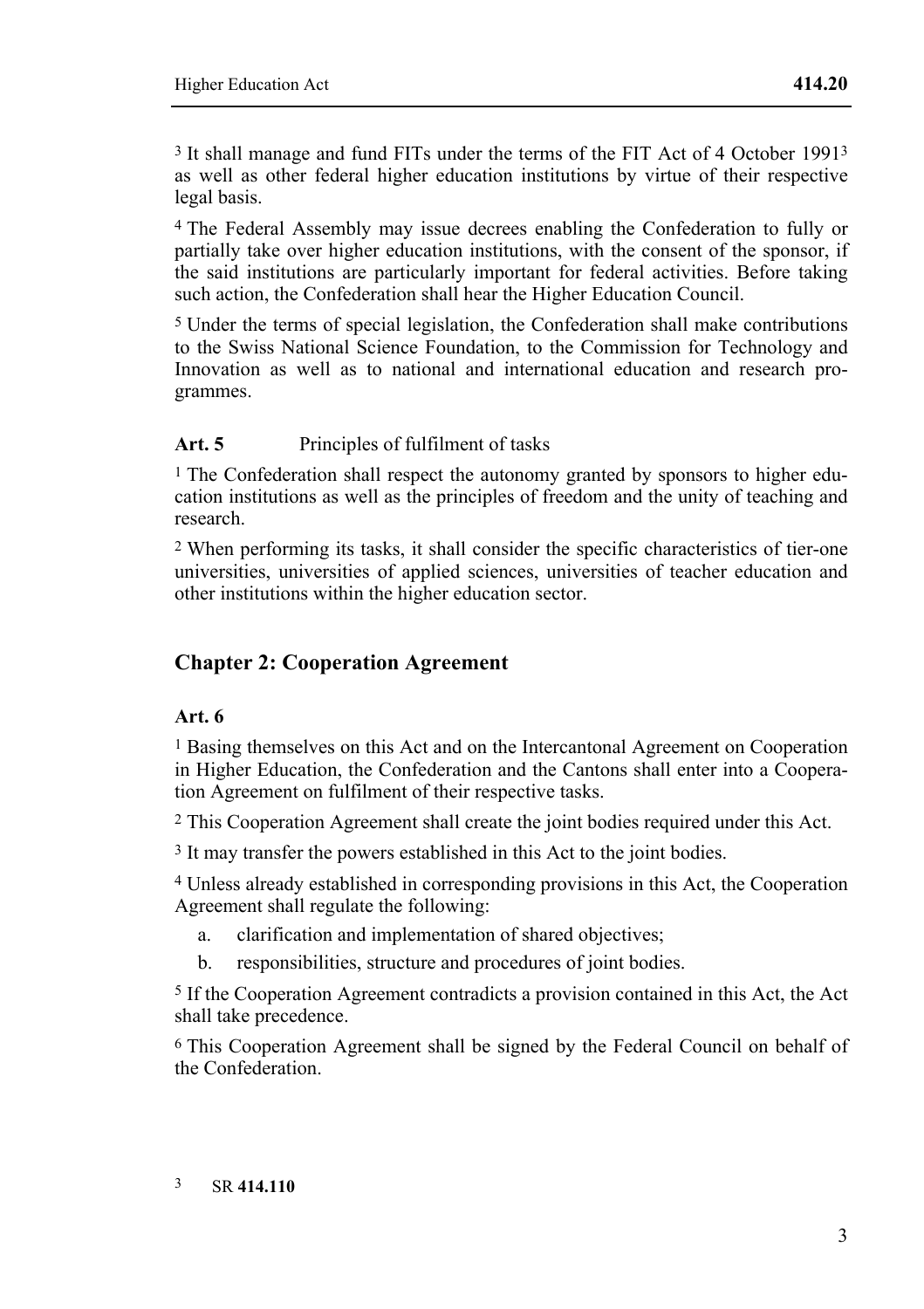[3] It shall manage and fund FITs under the terms of the FIT Act of 4 October 1991[3] as well as other federal higher education institutions by virtue of their respective legal basis.

[4] The Federal Assembly may issue decrees enabling the Confederation to fully or partially take over higher education institutions, with the consent of the sponsor, if the said institutions are particularly important for federal activities. Before taking such action, the Confederation shall hear the Higher Education Council.

[5] Under the terms of special legislation, the Confederation shall make contributions to the Swiss National Science Foundation, to the Commission for Technology and Innovation as well as to national and international education and research programmes.

**Art. 5** Principles of fulfilment of tasks

[1] The Confederation shall respect the autonomy granted by sponsors to higher education institutions as well as the principles of freedom and the unity of teaching and research.

[2] When performing its tasks, it shall consider the specific characteristics of tier-one universities, universities of applied sciences, universities of teacher education and other institutions within the higher education sector.

## Chapter 2: Cooperation Agreement

**Art. 6**

[1] Basing themselves on this Act and on the Intercantonal Agreement on Cooperation in Higher Education, the Confederation and the Cantons shall enter into a Cooperation Agreement on fulfilment of their respective tasks.

[2] This Cooperation Agreement shall create the joint bodies required under this Act.

[3] It may transfer the powers established in this Act to the joint bodies.

[4] Unless already established in corresponding provisions in this Act, the Cooperation Agreement shall regulate the following:

a. clarification and implementation of shared objectives;

b. responsibilities, structure and procedures of joint bodies.

[5] If the Cooperation Agreement contradicts a provision contained in this Act, the Act shall take precedence.

[6] This Cooperation Agreement shall be signed by the Federal Council on behalf of the Confederation.

[3] SR **414.110**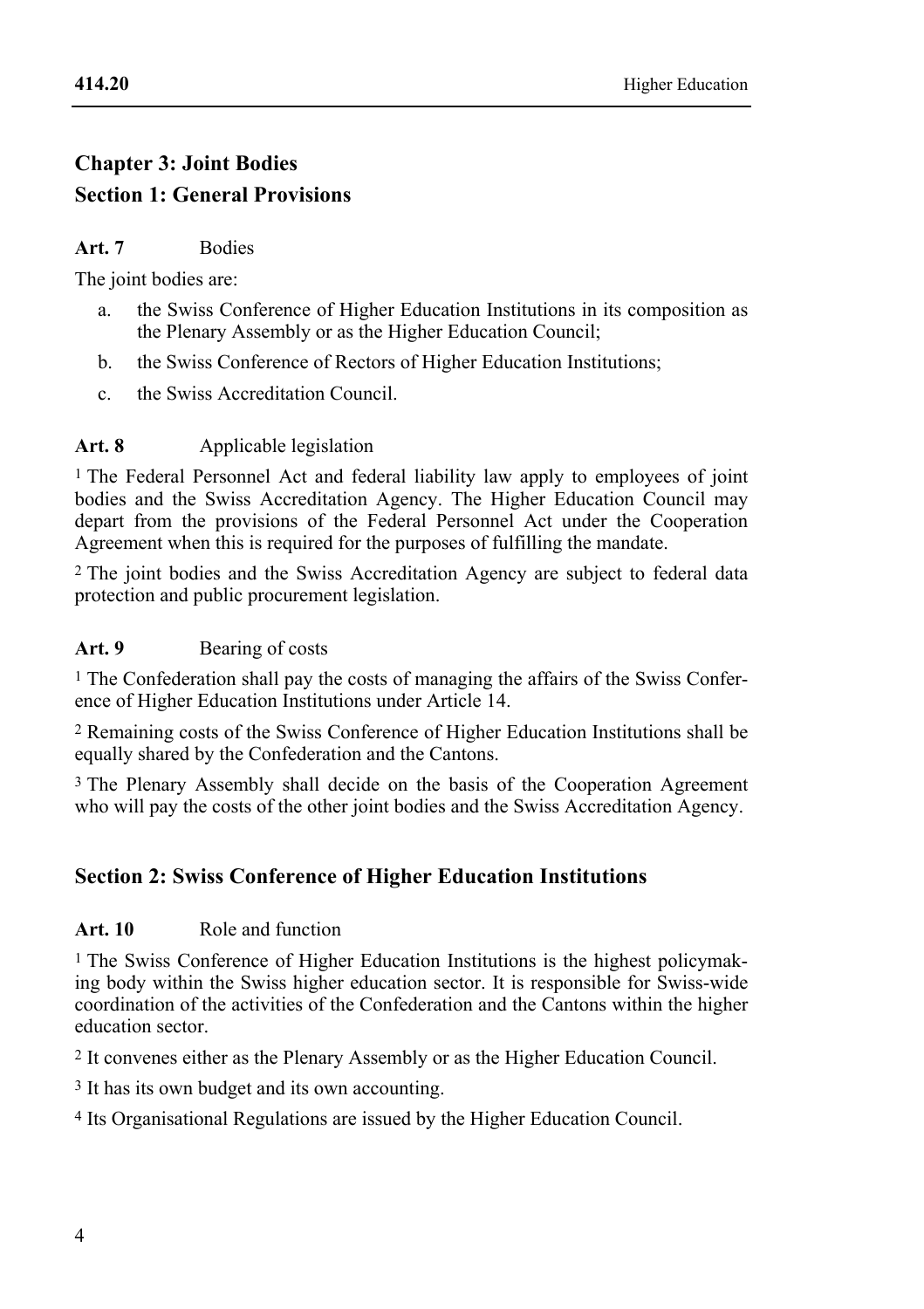## Chapter 3: Joint Bodies

### Section 1: General Provisions

**Art. 7** Bodies

The joint bodies are:

a. the Swiss Conference of Higher Education Institutions in its composition as the Plenary Assembly or as the Higher Education Council;

b. the Swiss Conference of Rectors of Higher Education Institutions;

c. the Swiss Accreditation Council.

**Art. 8** Applicable legislation

1 The Federal Personnel Act and federal liability law apply to employees of joint bodies and the Swiss Accreditation Agency. The Higher Education Council may depart from the provisions of the Federal Personnel Act under the Cooperation Agreement when this is required for the purposes of fulfilling the mandate.

2 The joint bodies and the Swiss Accreditation Agency are subject to federal data protection and public procurement legislation.

**Art. 9** Bearing of costs

1 The Confederation shall pay the costs of managing the affairs of the Swiss Conference of Higher Education Institutions under Article 14.

2 Remaining costs of the Swiss Conference of Higher Education Institutions shall be equally shared by the Confederation and the Cantons.

3 The Plenary Assembly shall decide on the basis of the Cooperation Agreement who will pay the costs of the other joint bodies and the Swiss Accreditation Agency.

### Section 2: Swiss Conference of Higher Education Institutions

**Art. 10** Role and function

1 The Swiss Conference of Higher Education Institutions is the highest policymaking body within the Swiss higher education sector. It is responsible for Swiss-wide coordination of the activities of the Confederation and the Cantons within the higher education sector.

2 It convenes either as the Plenary Assembly or as the Higher Education Council.

3 It has its own budget and its own accounting.

4 Its Organisational Regulations are issued by the Higher Education Council.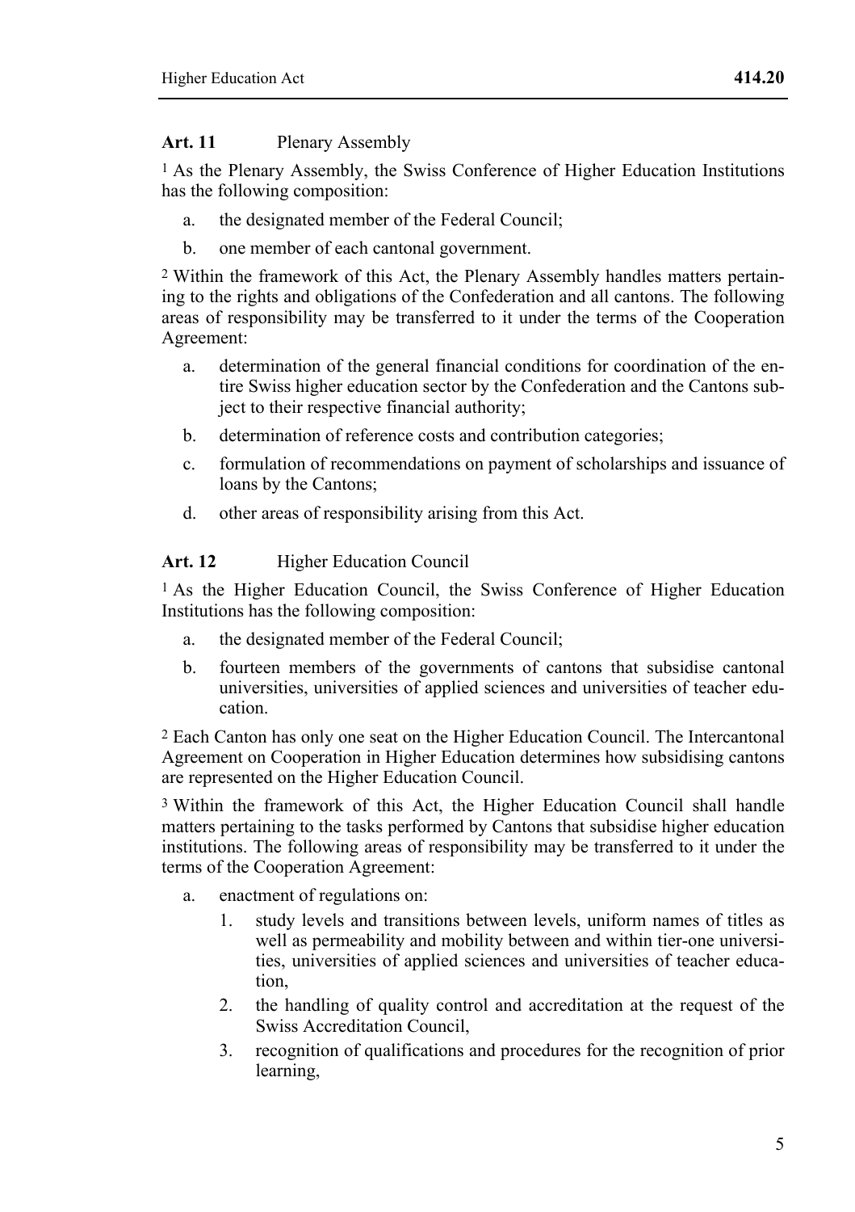### Art. 11 Plenary Assembly

[1] As the Plenary Assembly, the Swiss Conference of Higher Education Institutions has the following composition:

a. the designated member of the Federal Council;

b. one member of each cantonal government.

[2] Within the framework of this Act, the Plenary Assembly handles matters pertaining to the rights and obligations of the Confederation and all cantons. The following areas of responsibility may be transferred to it under the terms of the Cooperation Agreement:

a. determination of the general financial conditions for coordination of the entire Swiss higher education sector by the Confederation and the Cantons subject to their respective financial authority;

b. determination of reference costs and contribution categories;

c. formulation of recommendations on payment of scholarships and issuance of loans by the Cantons;

d. other areas of responsibility arising from this Act.

### Art. 12 Higher Education Council

[1] As the Higher Education Council, the Swiss Conference of Higher Education Institutions has the following composition:

a. the designated member of the Federal Council;

b. fourteen members of the governments of cantons that subsidise cantonal universities, universities of applied sciences and universities of teacher education.

[2] Each Canton has only one seat on the Higher Education Council. The Intercantonal Agreement on Cooperation in Higher Education determines how subsidising cantons are represented on the Higher Education Council.

[3] Within the framework of this Act, the Higher Education Council shall handle matters pertaining to the tasks performed by Cantons that subsidise higher education institutions. The following areas of responsibility may be transferred to it under the terms of the Cooperation Agreement:

a. enactment of regulations on:

   1. study levels and transitions between levels, uniform names of titles as well as permeability and mobility between and within tier-one universities, universities of applied sciences and universities of teacher education,

   2. the handling of quality control and accreditation at the request of the Swiss Accreditation Council,

   3. recognition of qualifications and procedures for the recognition of prior learning,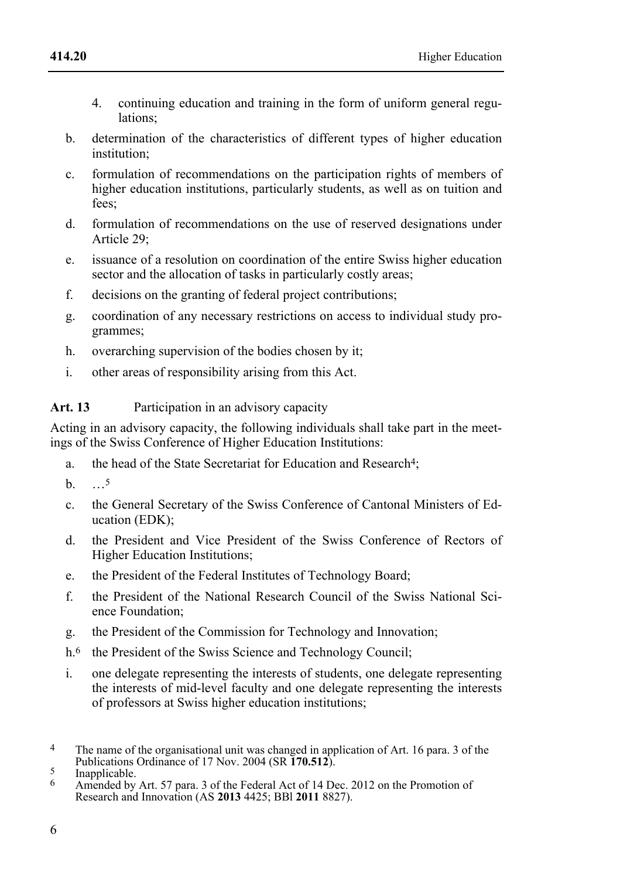4. continuing education and training in the form of uniform general regulations;

b. determination of the characteristics of different types of higher education institution;

c. formulation of recommendations on the participation rights of members of higher education institutions, particularly students, as well as on tuition and fees;

d. formulation of recommendations on the use of reserved designations under Article 29;

e. issuance of a resolution on coordination of the entire Swiss higher education sector and the allocation of tasks in particularly costly areas;

f. decisions on the granting of federal project contributions;

g. coordination of any necessary restrictions on access to individual study programmes;

h. overarching supervision of the bodies chosen by it;

i. other areas of responsibility arising from this Act.

**Art. 13** Participation in an advisory capacity

Acting in an advisory capacity, the following individuals shall take part in the meetings of the Swiss Conference of Higher Education Institutions:

a. the head of the State Secretariat for Education and Research[4];

b. …[5]

c. the General Secretary of the Swiss Conference of Cantonal Ministers of Education (EDK);

d. the President and Vice President of the Swiss Conference of Rectors of Higher Education Institutions;

e. the President of the Federal Institutes of Technology Board;

f. the President of the National Research Council of the Swiss National Science Foundation;

g. the President of the Commission for Technology and Innovation;

h.[6] the President of the Swiss Science and Technology Council;

i. one delegate representing the interests of students, one delegate representing the interests of mid-level faculty and one delegate representing the interests of professors at Swiss higher education institutions;

---

[4] The name of the organisational unit was changed in application of Art. 16 para. 3 of the Publications Ordinance of 17 Nov. 2004 (SR **170.512**).

[5] Inapplicable.

[6] Amended by Art. 57 para. 3 of the Federal Act of 14 Dec. 2012 on the Promotion of Research and Innovation (AS **2013** 4425; BBl **2011** 8827).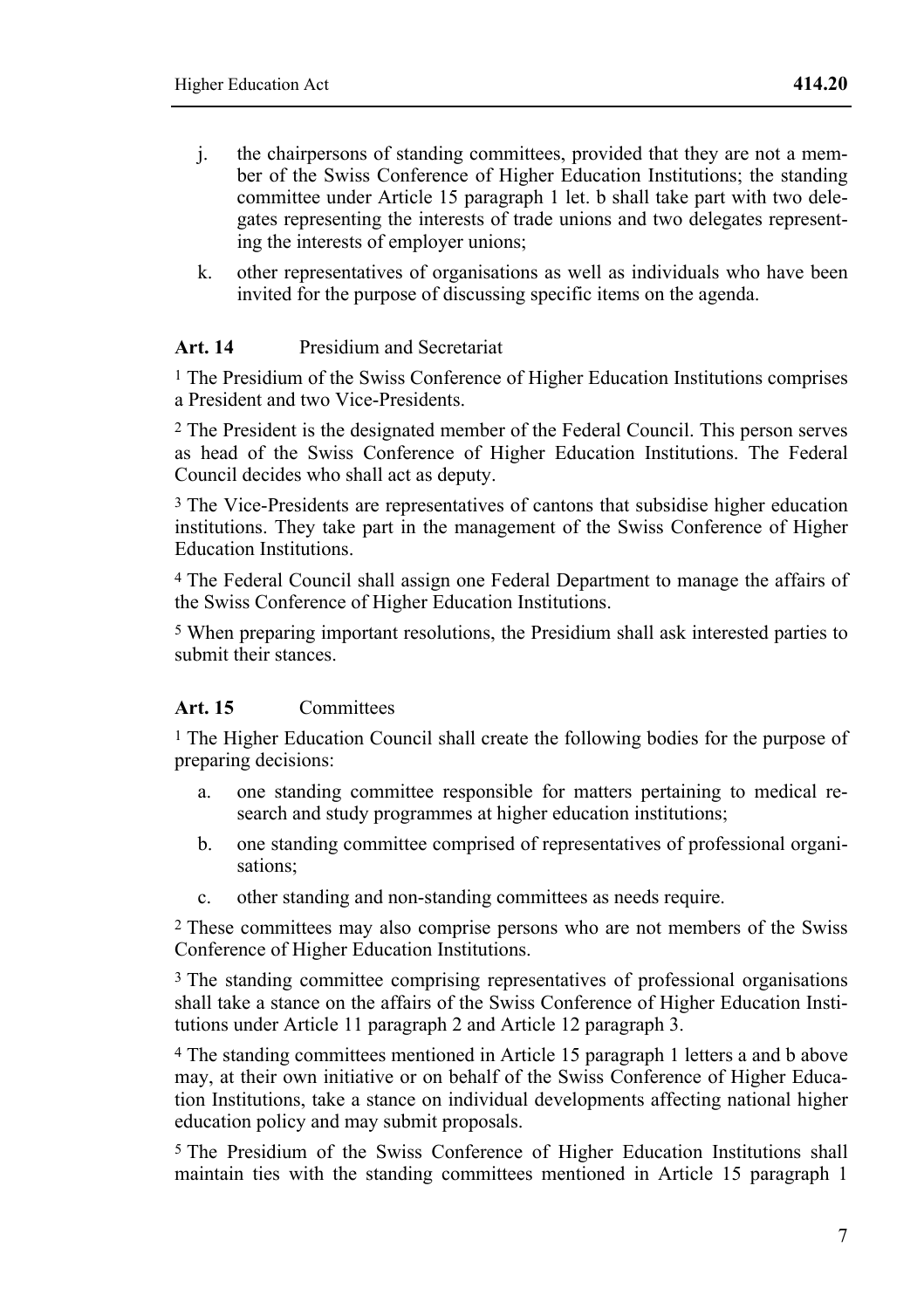j. the chairpersons of standing committees, provided that they are not a member of the Swiss Conference of Higher Education Institutions; the standing committee under Article 15 paragraph 1 let. b shall take part with two delegates representing the interests of trade unions and two delegates representing the interests of employer unions;

k. other representatives of organisations as well as individuals who have been invited for the purpose of discussing specific items on the agenda.

**Art. 14** Presidium and Secretariat

1 The Presidium of the Swiss Conference of Higher Education Institutions comprises a President and two Vice-Presidents.

2 The President is the designated member of the Federal Council. This person serves as head of the Swiss Conference of Higher Education Institutions. The Federal Council decides who shall act as deputy.

3 The Vice-Presidents are representatives of cantons that subsidise higher education institutions. They take part in the management of the Swiss Conference of Higher Education Institutions.

4 The Federal Council shall assign one Federal Department to manage the affairs of the Swiss Conference of Higher Education Institutions.

5 When preparing important resolutions, the Presidium shall ask interested parties to submit their stances.

**Art. 15** Committees

1 The Higher Education Council shall create the following bodies for the purpose of preparing decisions:

a. one standing committee responsible for matters pertaining to medical research and study programmes at higher education institutions;

b. one standing committee comprised of representatives of professional organisations;

c. other standing and non-standing committees as needs require.

2 These committees may also comprise persons who are not members of the Swiss Conference of Higher Education Institutions.

3 The standing committee comprising representatives of professional organisations shall take a stance on the affairs of the Swiss Conference of Higher Education Institutions under Article 11 paragraph 2 and Article 12 paragraph 3.

4 The standing committees mentioned in Article 15 paragraph 1 letters a and b above may, at their own initiative or on behalf of the Swiss Conference of Higher Education Institutions, take a stance on individual developments affecting national higher education policy and may submit proposals.

5 The Presidium of the Swiss Conference of Higher Education Institutions shall maintain ties with the standing committees mentioned in Article 15 paragraph 1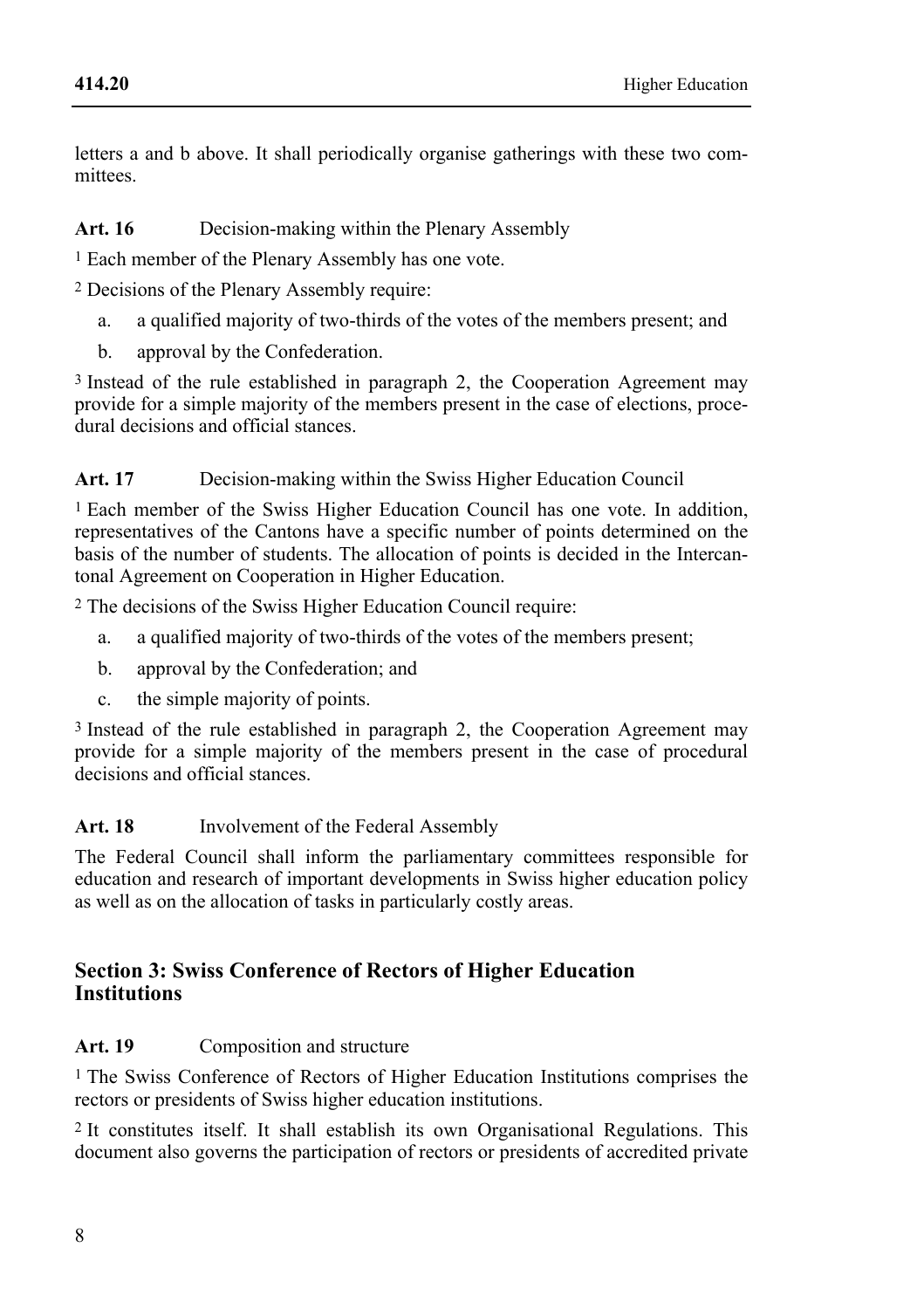letters a and b above. It shall periodically organise gatherings with these two committees.

**Art. 16** Decision-making within the Plenary Assembly

[1] Each member of the Plenary Assembly has one vote.

[2] Decisions of the Plenary Assembly require:

a. a qualified majority of two-thirds of the votes of the members present; and

b. approval by the Confederation.

[3] Instead of the rule established in paragraph 2, the Cooperation Agreement may provide for a simple majority of the members present in the case of elections, procedural decisions and official stances.

**Art. 17** Decision-making within the Swiss Higher Education Council

[1] Each member of the Swiss Higher Education Council has one vote. In addition, representatives of the Cantons have a specific number of points determined on the basis of the number of students. The allocation of points is decided in the Intercantonal Agreement on Cooperation in Higher Education.

[2] The decisions of the Swiss Higher Education Council require:

a. a qualified majority of two-thirds of the votes of the members present;

b. approval by the Confederation; and

c. the simple majority of points.

[3] Instead of the rule established in paragraph 2, the Cooperation Agreement may provide for a simple majority of the members present in the case of procedural decisions and official stances.

**Art. 18** Involvement of the Federal Assembly

The Federal Council shall inform the parliamentary committees responsible for education and research of important developments in Swiss higher education policy as well as on the allocation of tasks in particularly costly areas.

## Section 3: Swiss Conference of Rectors of Higher Education Institutions

**Art. 19** Composition and structure

[1] The Swiss Conference of Rectors of Higher Education Institutions comprises the rectors or presidents of Swiss higher education institutions.

[2] It constitutes itself. It shall establish its own Organisational Regulations. This document also governs the participation of rectors or presidents of accredited private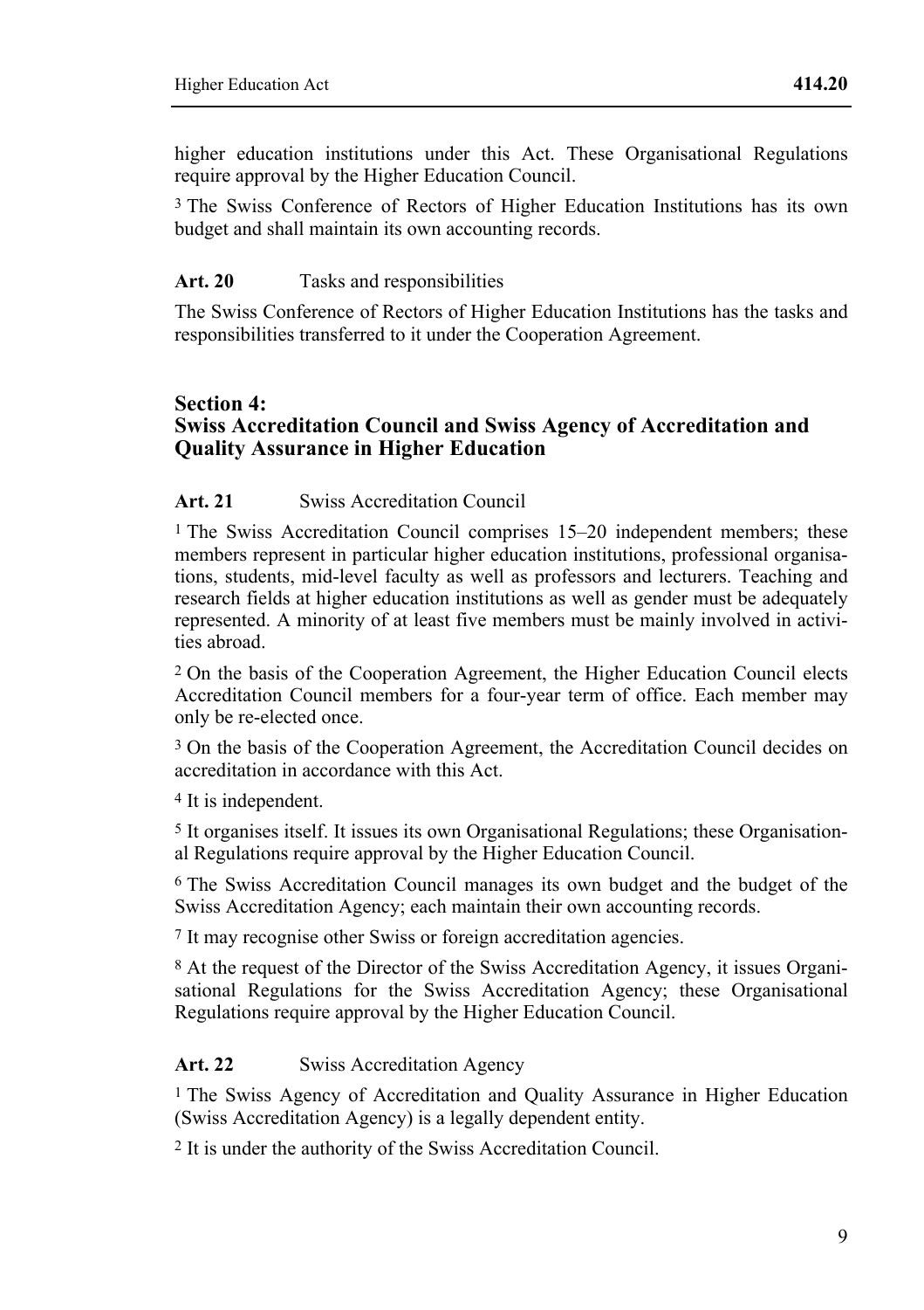higher education institutions under this Act. These Organisational Regulations require approval by the Higher Education Council.

[3] The Swiss Conference of Rectors of Higher Education Institutions has its own budget and shall maintain its own accounting records.

**Art. 20** Tasks and responsibilities

The Swiss Conference of Rectors of Higher Education Institutions has the tasks and responsibilities transferred to it under the Cooperation Agreement.

## Section 4: Swiss Accreditation Council and Swiss Agency of Accreditation and Quality Assurance in Higher Education

**Art. 21** Swiss Accreditation Council

[1] The Swiss Accreditation Council comprises 15–20 independent members; these members represent in particular higher education institutions, professional organisations, students, mid-level faculty as well as professors and lecturers. Teaching and research fields at higher education institutions as well as gender must be adequately represented. A minority of at least five members must be mainly involved in activities abroad.

[2] On the basis of the Cooperation Agreement, the Higher Education Council elects Accreditation Council members for a four-year term of office. Each member may only be re-elected once.

[3] On the basis of the Cooperation Agreement, the Accreditation Council decides on accreditation in accordance with this Act.

[4] It is independent.

[5] It organises itself. It issues its own Organisational Regulations; these Organisational Regulations require approval by the Higher Education Council.

[6] The Swiss Accreditation Council manages its own budget and the budget of the Swiss Accreditation Agency; each maintain their own accounting records.

[7] It may recognise other Swiss or foreign accreditation agencies.

[8] At the request of the Director of the Swiss Accreditation Agency, it issues Organisational Regulations for the Swiss Accreditation Agency; these Organisational Regulations require approval by the Higher Education Council.

**Art. 22** Swiss Accreditation Agency

[1] The Swiss Agency of Accreditation and Quality Assurance in Higher Education (Swiss Accreditation Agency) is a legally dependent entity.

[2] It is under the authority of the Swiss Accreditation Council.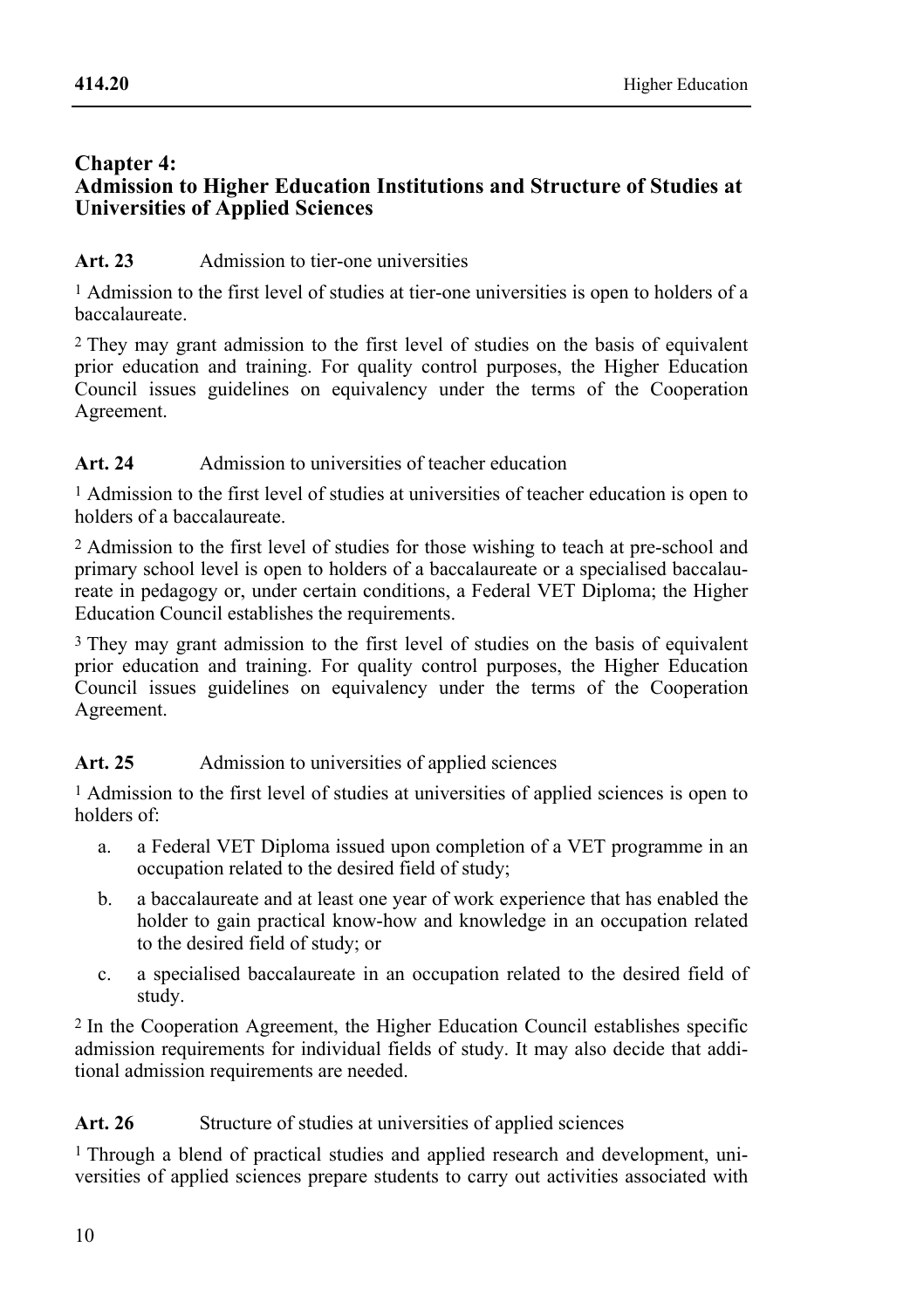## Chapter 4: Admission to Higher Education Institutions and Structure of Studies at Universities of Applied Sciences

**Art. 23** Admission to tier-one universities

[1] Admission to the first level of studies at tier-one universities is open to holders of a baccalaureate.

[2] They may grant admission to the first level of studies on the basis of equivalent prior education and training. For quality control purposes, the Higher Education Council issues guidelines on equivalency under the terms of the Cooperation Agreement.

**Art. 24** Admission to universities of teacher education

[1] Admission to the first level of studies at universities of teacher education is open to holders of a baccalaureate.

[2] Admission to the first level of studies for those wishing to teach at pre-school and primary school level is open to holders of a baccalaureate or a specialised baccalaureate in pedagogy or, under certain conditions, a Federal VET Diploma; the Higher Education Council establishes the requirements.

[3] They may grant admission to the first level of studies on the basis of equivalent prior education and training. For quality control purposes, the Higher Education Council issues guidelines on equivalency under the terms of the Cooperation Agreement.

**Art. 25** Admission to universities of applied sciences

[1] Admission to the first level of studies at universities of applied sciences is open to holders of:

a. a Federal VET Diploma issued upon completion of a VET programme in an occupation related to the desired field of study;

b. a baccalaureate and at least one year of work experience that has enabled the holder to gain practical know-how and knowledge in an occupation related to the desired field of study; or

c. a specialised baccalaureate in an occupation related to the desired field of study.

[2] In the Cooperation Agreement, the Higher Education Council establishes specific admission requirements for individual fields of study. It may also decide that additional admission requirements are needed.

**Art. 26** Structure of studies at universities of applied sciences

[1] Through a blend of practical studies and applied research and development, universities of applied sciences prepare students to carry out activities associated with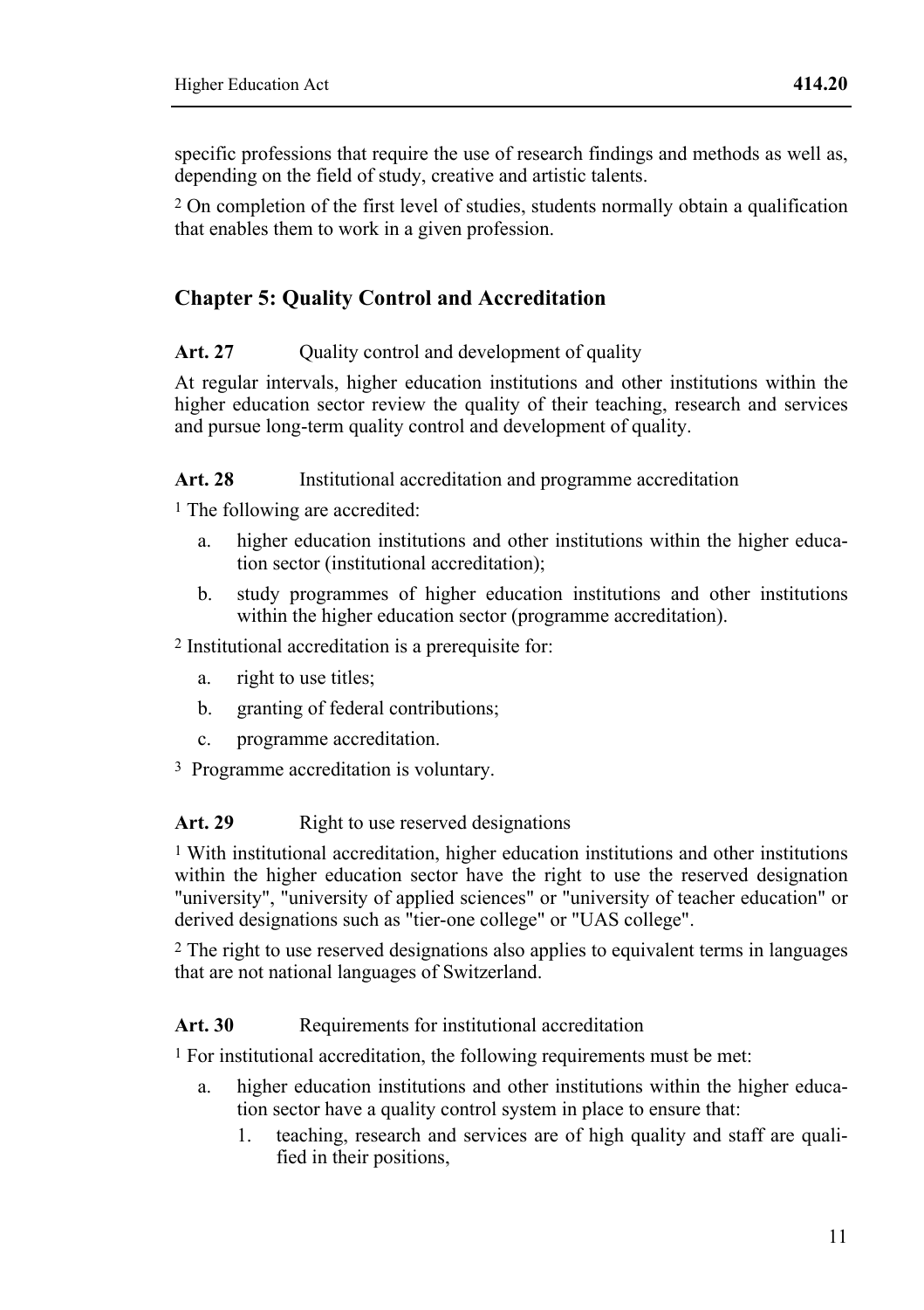specific professions that require the use of research findings and methods as well as, depending on the field of study, creative and artistic talents.

[2] On completion of the first level of studies, students normally obtain a qualification that enables them to work in a given profession.

## Chapter 5: Quality Control and Accreditation

**Art. 27** Quality control and development of quality

At regular intervals, higher education institutions and other institutions within the higher education sector review the quality of their teaching, research and services and pursue long-term quality control and development of quality.

**Art. 28** Institutional accreditation and programme accreditation

[1] The following are accredited:

a. higher education institutions and other institutions within the higher education sector (institutional accreditation);

b. study programmes of higher education institutions and other institutions within the higher education sector (programme accreditation).

[2] Institutional accreditation is a prerequisite for:

a. right to use titles;

b. granting of federal contributions;

c. programme accreditation.

[3] Programme accreditation is voluntary.

**Art. 29** Right to use reserved designations

[1] With institutional accreditation, higher education institutions and other institutions within the higher education sector have the right to use the reserved designation "university", "university of applied sciences" or "university of teacher education" or derived designations such as "tier-one college" or "UAS college".

[2] The right to use reserved designations also applies to equivalent terms in languages that are not national languages of Switzerland.

**Art. 30** Requirements for institutional accreditation

[1] For institutional accreditation, the following requirements must be met:

a. higher education institutions and other institutions within the higher education sector have a quality control system in place to ensure that:

   1. teaching, research and services are of high quality and staff are qualified in their positions,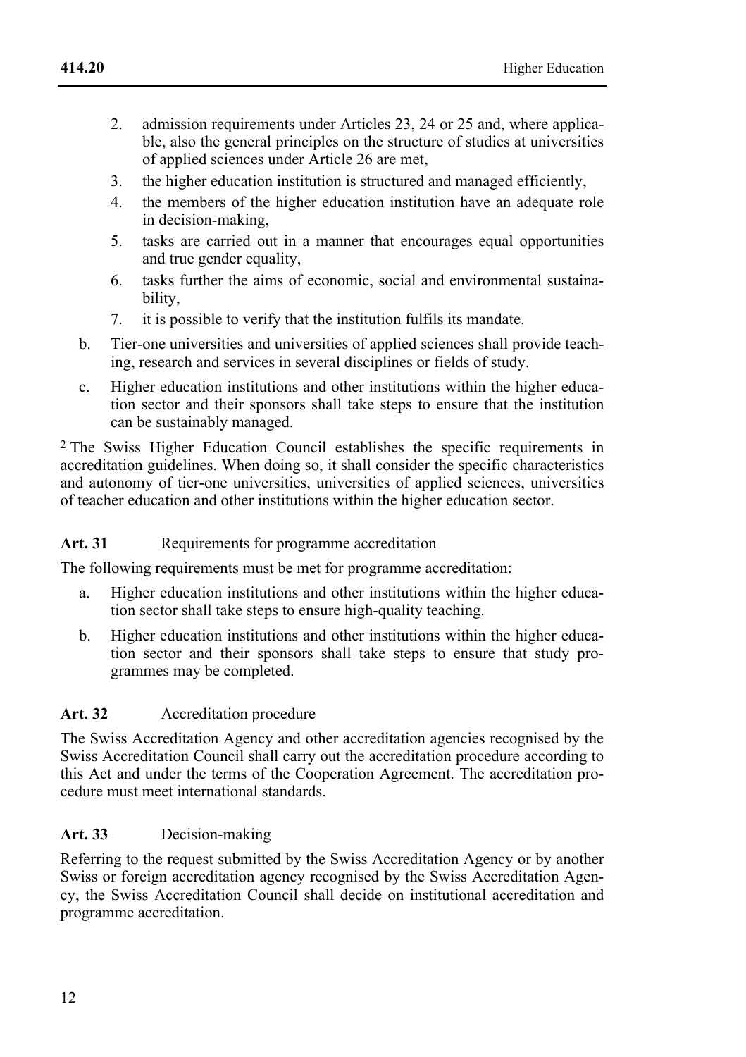2. admission requirements under Articles 23, 24 or 25 and, where applicable, also the general principles on the structure of studies at universities of applied sciences under Article 26 are met,
3. the higher education institution is structured and managed efficiently,
4. the members of the higher education institution have an adequate role in decision-making,
5. tasks are carried out in a manner that encourages equal opportunities and true gender equality,
6. tasks further the aims of economic, social and environmental sustainability,
7. it is possible to verify that the institution fulfils its mandate.

b. Tier-one universities and universities of applied sciences shall provide teaching, research and services in several disciplines or fields of study.

c. Higher education institutions and other institutions within the higher education sector and their sponsors shall take steps to ensure that the institution can be sustainably managed.

[2] The Swiss Higher Education Council establishes the specific requirements in accreditation guidelines. When doing so, it shall consider the specific characteristics and autonomy of tier-one universities, universities of applied sciences, universities of teacher education and other institutions within the higher education sector.

### Art. 31 Requirements for programme accreditation

The following requirements must be met for programme accreditation:

a. Higher education institutions and other institutions within the higher education sector shall take steps to ensure high-quality teaching.

b. Higher education institutions and other institutions within the higher education sector and their sponsors shall take steps to ensure that study programmes may be completed.

### Art. 32 Accreditation procedure

The Swiss Accreditation Agency and other accreditation agencies recognised by the Swiss Accreditation Council shall carry out the accreditation procedure according to this Act and under the terms of the Cooperation Agreement. The accreditation procedure must meet international standards.

### Art. 33 Decision-making

Referring to the request submitted by the Swiss Accreditation Agency or by another Swiss or foreign accreditation agency recognised by the Swiss Accreditation Agency, the Swiss Accreditation Council shall decide on institutional accreditation and programme accreditation.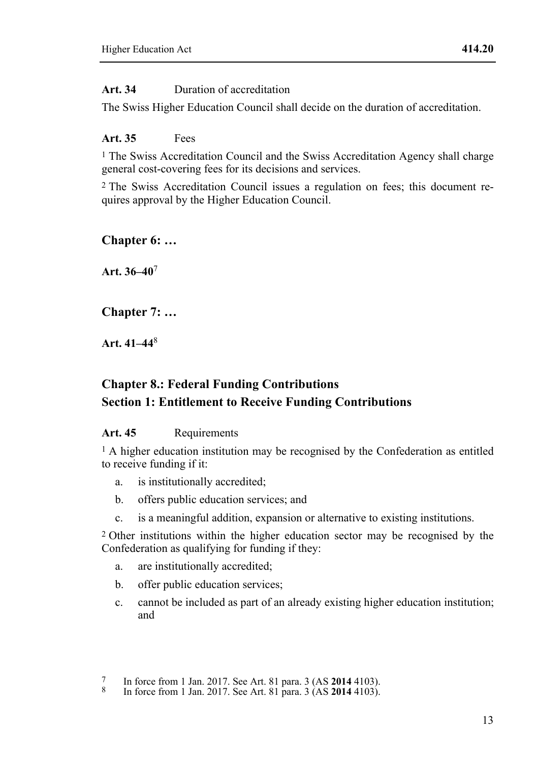**Art. 34** Duration of accreditation

The Swiss Higher Education Council shall decide on the duration of accreditation.

**Art. 35** Fees

[1] The Swiss Accreditation Council and the Swiss Accreditation Agency shall charge general cost-covering fees for its decisions and services.

[2] The Swiss Accreditation Council issues a regulation on fees; this document requires approval by the Higher Education Council.

## Chapter 6: …

**Art. 36–40**[7]

## Chapter 7: …

**Art. 41–44**[8]

## Chapter 8.: Federal Funding Contributions
## Section 1: Entitlement to Receive Funding Contributions

**Art. 45** Requirements

[1] A higher education institution may be recognised by the Confederation as entitled to receive funding if it:

a. is institutionally accredited;

b. offers public education services; and

c. is a meaningful addition, expansion or alternative to existing institutions.

[2] Other institutions within the higher education sector may be recognised by the Confederation as qualifying for funding if they:

a. are institutionally accredited;

b. offer public education services;

c. cannot be included as part of an already existing higher education institution; and

---

7 In force from 1 Jan. 2017. See Art. 81 para. 3 (AS **2014** 4103).

8 In force from 1 Jan. 2017. See Art. 81 para. 3 (AS **2014** 4103).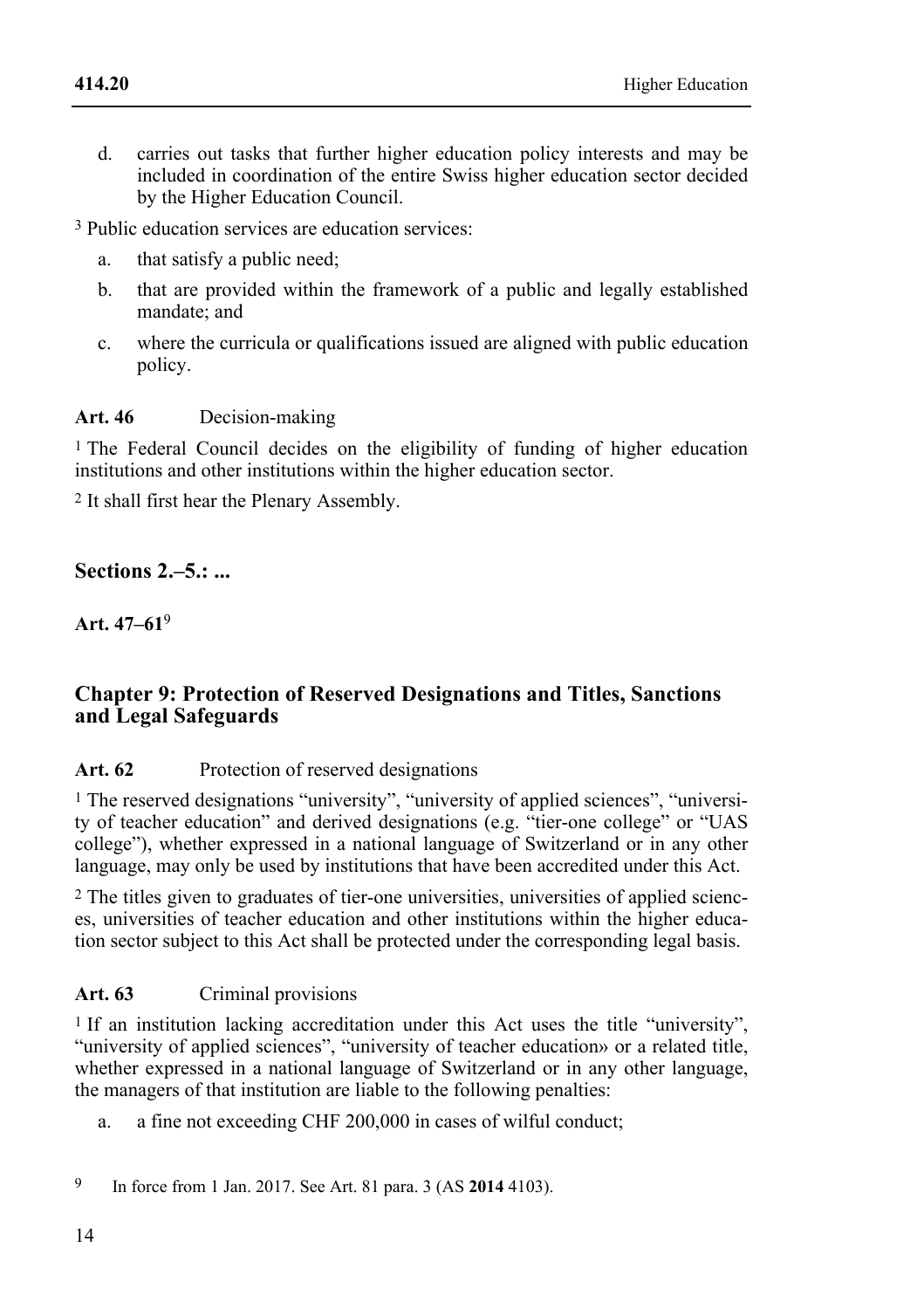d. carries out tasks that further higher education policy interests and may be included in coordination of the entire Swiss higher education sector decided by the Higher Education Council.

[3] Public education services are education services:

a. that satisfy a public need;

b. that are provided within the framework of a public and legally established mandate; and

c. where the curricula or qualifications issued are aligned with public education policy.

**Art. 46** Decision-making

[1] The Federal Council decides on the eligibility of funding of higher education institutions and other institutions within the higher education sector.

[2] It shall first hear the Plenary Assembly.

### Sections 2.–5.: ...

**Art. 47–61**[9]

## Chapter 9: Protection of Reserved Designations and Titles, Sanctions and Legal Safeguards

**Art. 62** Protection of reserved designations

[1] The reserved designations "university", "university of applied sciences", "university of teacher education" and derived designations (e.g. "tier-one college" or "UAS college"), whether expressed in a national language of Switzerland or in any other language, may only be used by institutions that have been accredited under this Act.

[2] The titles given to graduates of tier-one universities, universities of applied sciences, universities of teacher education and other institutions within the higher education sector subject to this Act shall be protected under the corresponding legal basis.

**Art. 63** Criminal provisions

[1] If an institution lacking accreditation under this Act uses the title "university", "university of applied sciences", "university of teacher education» or a related title, whether expressed in a national language of Switzerland or in any other language, the managers of that institution are liable to the following penalties:

a. a fine not exceeding CHF 200,000 in cases of wilful conduct;

---

[9] In force from 1 Jan. 2017. See Art. 81 para. 3 (AS **2014** 4103).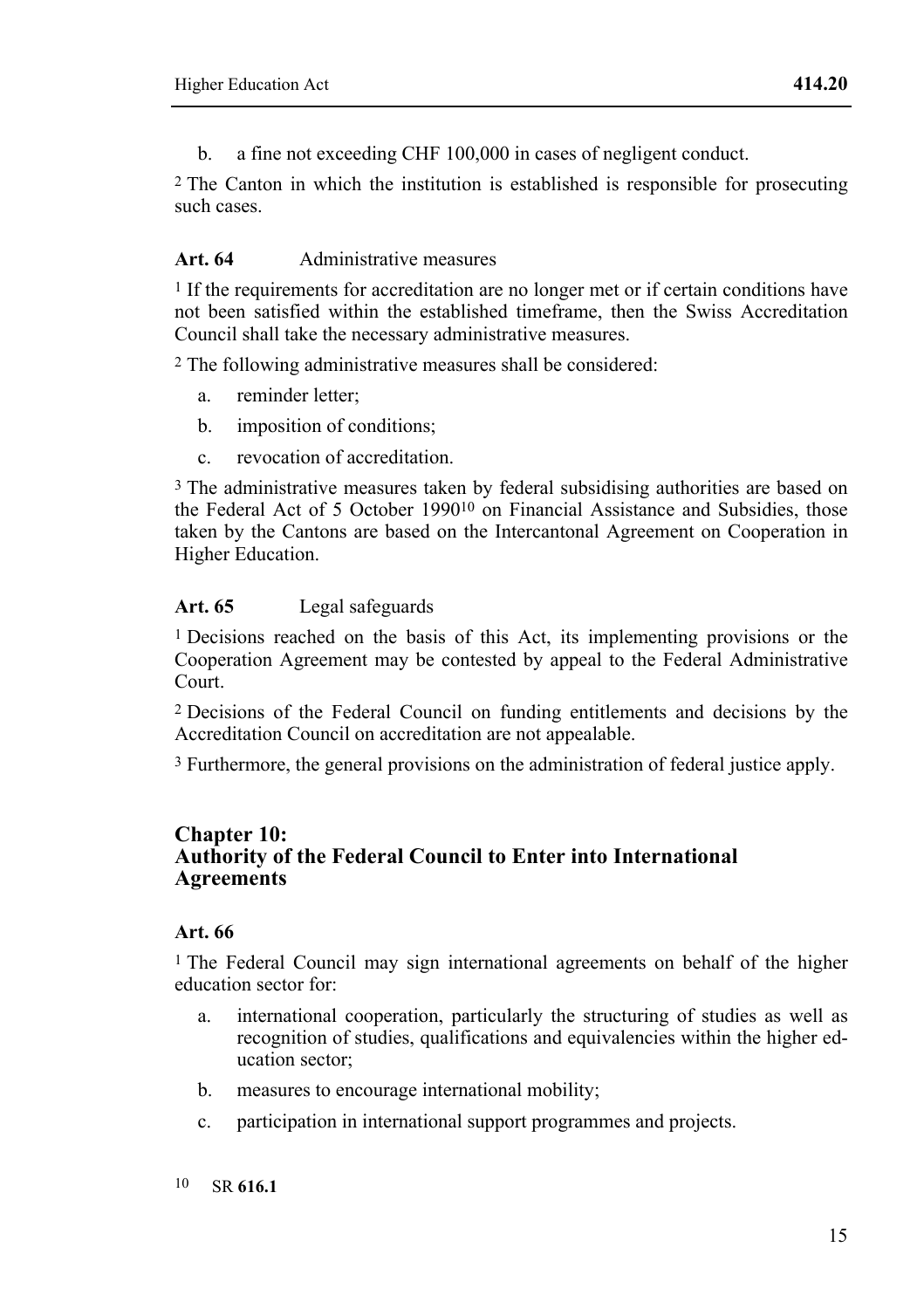b. a fine not exceeding CHF 100,000 in cases of negligent conduct.

[2] The Canton in which the institution is established is responsible for prosecuting such cases.

**Art. 64** Administrative measures

[1] If the requirements for accreditation are no longer met or if certain conditions have not been satisfied within the established timeframe, then the Swiss Accreditation Council shall take the necessary administrative measures.

[2] The following administrative measures shall be considered:

a. reminder letter;

b. imposition of conditions;

c. revocation of accreditation.

[3] The administrative measures taken by federal subsidising authorities are based on the Federal Act of 5 October 1990[10] on Financial Assistance and Subsidies, those taken by the Cantons are based on the Intercantonal Agreement on Cooperation in Higher Education.

**Art. 65** Legal safeguards

[1] Decisions reached on the basis of this Act, its implementing provisions or the Cooperation Agreement may be contested by appeal to the Federal Administrative Court.

[2] Decisions of the Federal Council on funding entitlements and decisions by the Accreditation Council on accreditation are not appealable.

[3] Furthermore, the general provisions on the administration of federal justice apply.

## Chapter 10: Authority of the Federal Council to Enter into International Agreements

**Art. 66**

[1] The Federal Council may sign international agreements on behalf of the higher education sector for:

a. international cooperation, particularly the structuring of studies as well as recognition of studies, qualifications and equivalencies within the higher education sector;

b. measures to encourage international mobility;

c. participation in international support programmes and projects.

[10] SR **616.1**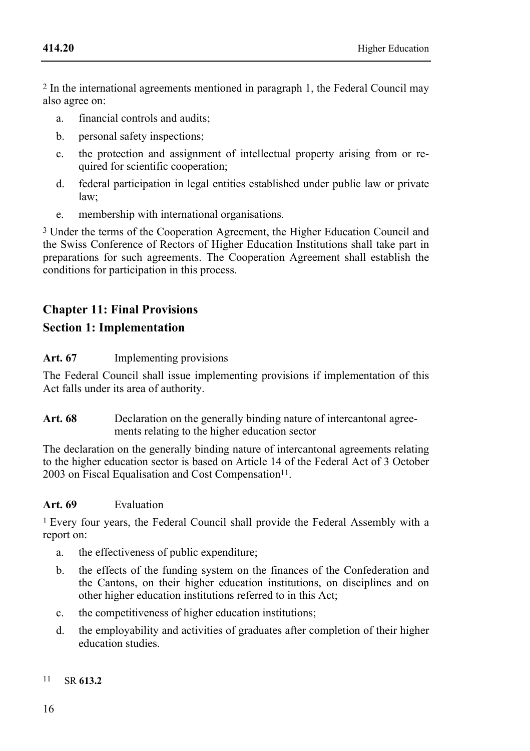[2] In the international agreements mentioned in paragraph 1, the Federal Council may also agree on:

a. financial controls and audits;

b. personal safety inspections;

c. the protection and assignment of intellectual property arising from or required for scientific cooperation;

d. federal participation in legal entities established under public law or private law;

e. membership with international organisations.

[3] Under the terms of the Cooperation Agreement, the Higher Education Council and the Swiss Conference of Rectors of Higher Education Institutions shall take part in preparations for such agreements. The Cooperation Agreement shall establish the conditions for participation in this process.

## Chapter 11: Final Provisions

## Section 1: Implementation

**Art. 67** Implementing provisions

The Federal Council shall issue implementing provisions if implementation of this Act falls under its area of authority.

**Art. 68** Declaration on the generally binding nature of intercantonal agreements relating to the higher education sector

The declaration on the generally binding nature of intercantonal agreements relating to the higher education sector is based on Article 14 of the Federal Act of 3 October 2003 on Fiscal Equalisation and Cost Compensation[11].

**Art. 69** Evaluation

[1] Every four years, the Federal Council shall provide the Federal Assembly with a report on:

a. the effectiveness of public expenditure;

b. the effects of the funding system on the finances of the Confederation and the Cantons, on their higher education institutions, on disciplines and on other higher education institutions referred to in this Act;

c. the competitiveness of higher education institutions;

d. the employability and activities of graduates after completion of their higher education studies.

[11] SR **613.2**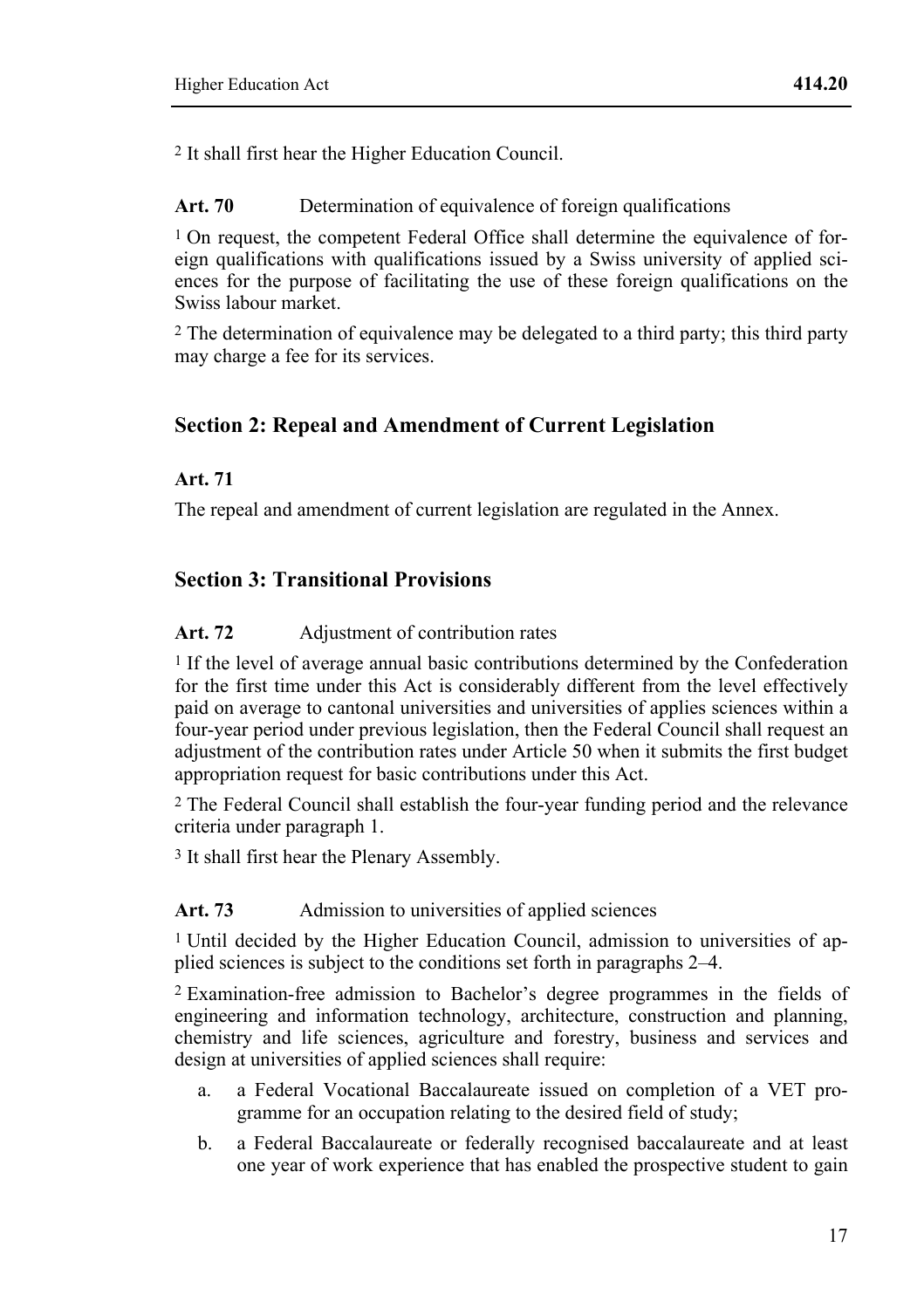[2] It shall first hear the Higher Education Council.

**Art. 70** Determination of equivalence of foreign qualifications

[1] On request, the competent Federal Office shall determine the equivalence of foreign qualifications with qualifications issued by a Swiss university of applied sciences for the purpose of facilitating the use of these foreign qualifications on the Swiss labour market.

[2] The determination of equivalence may be delegated to a third party; this third party may charge a fee for its services.

## Section 2: Repeal and Amendment of Current Legislation

**Art. 71**

The repeal and amendment of current legislation are regulated in the Annex.

## Section 3: Transitional Provisions

**Art. 72** Adjustment of contribution rates

[1] If the level of average annual basic contributions determined by the Confederation for the first time under this Act is considerably different from the level effectively paid on average to cantonal universities and universities of applies sciences within a four-year period under previous legislation, then the Federal Council shall request an adjustment of the contribution rates under Article 50 when it submits the first budget appropriation request for basic contributions under this Act.

[2] The Federal Council shall establish the four-year funding period and the relevance criteria under paragraph 1.

[3] It shall first hear the Plenary Assembly.

**Art. 73** Admission to universities of applied sciences

[1] Until decided by the Higher Education Council, admission to universities of applied sciences is subject to the conditions set forth in paragraphs 2–4.

[2] Examination-free admission to Bachelor's degree programmes in the fields of engineering and information technology, architecture, construction and planning, chemistry and life sciences, agriculture and forestry, business and services and design at universities of applied sciences shall require:

a. a Federal Vocational Baccalaureate issued on completion of a VET programme for an occupation relating to the desired field of study;

b. a Federal Baccalaureate or federally recognised baccalaureate and at least one year of work experience that has enabled the prospective student to gain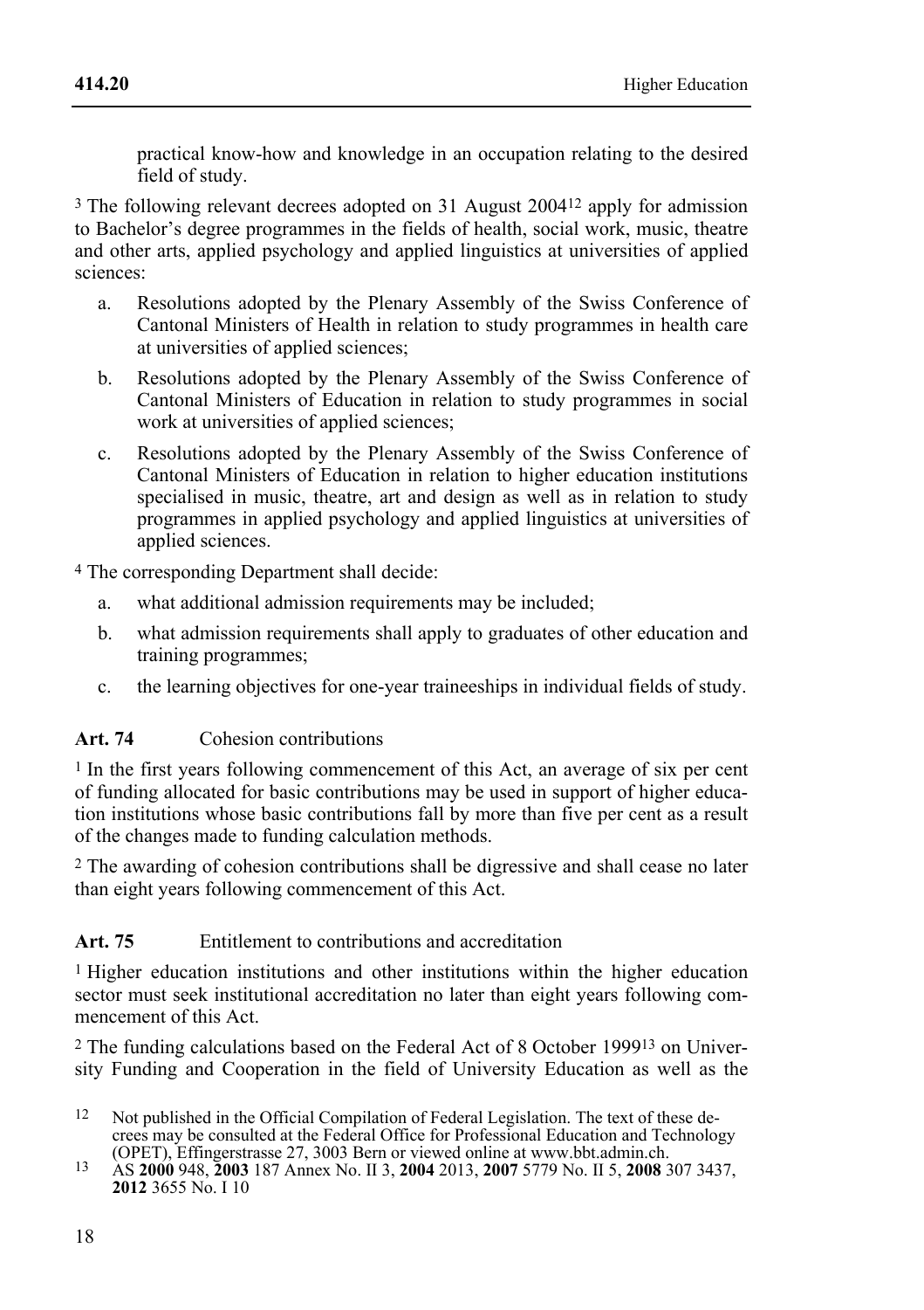practical know-how and knowledge in an occupation relating to the desired field of study.

[3] The following relevant decrees adopted on 31 August 2004[12] apply for admission to Bachelor's degree programmes in the fields of health, social work, music, theatre and other arts, applied psychology and applied linguistics at universities of applied sciences:

a. Resolutions adopted by the Plenary Assembly of the Swiss Conference of Cantonal Ministers of Health in relation to study programmes in health care at universities of applied sciences;

b. Resolutions adopted by the Plenary Assembly of the Swiss Conference of Cantonal Ministers of Education in relation to study programmes in social work at universities of applied sciences;

c. Resolutions adopted by the Plenary Assembly of the Swiss Conference of Cantonal Ministers of Education in relation to higher education institutions specialised in music, theatre, art and design as well as in relation to study programmes in applied psychology and applied linguistics at universities of applied sciences.

[4] The corresponding Department shall decide:

a. what additional admission requirements may be included;

b. what admission requirements shall apply to graduates of other education and training programmes;

c. the learning objectives for one-year traineeships in individual fields of study.

**Art. 74** Cohesion contributions

[1] In the first years following commencement of this Act, an average of six per cent of funding allocated for basic contributions may be used in support of higher education institutions whose basic contributions fall by more than five per cent as a result of the changes made to funding calculation methods.

[2] The awarding of cohesion contributions shall be digressive and shall cease no later than eight years following commencement of this Act.

**Art. 75** Entitlement to contributions and accreditation

[1] Higher education institutions and other institutions within the higher education sector must seek institutional accreditation no later than eight years following commencement of this Act.

[2] The funding calculations based on the Federal Act of 8 October 1999[13] on University Funding and Cooperation in the field of University Education as well as the

---

[12] Not published in the Official Compilation of Federal Legislation. The text of these decrees may be consulted at the Federal Office for Professional Education and Technology (OPET), Effingerstrasse 27, 3003 Bern or viewed online at www.bbt.admin.ch.

[13] AS **2000** 948, **2003** 187 Annex No. II 3, **2004** 2013, **2007** 5779 No. II 5, **2008** 307 3437, **2012** 3655 No. I 10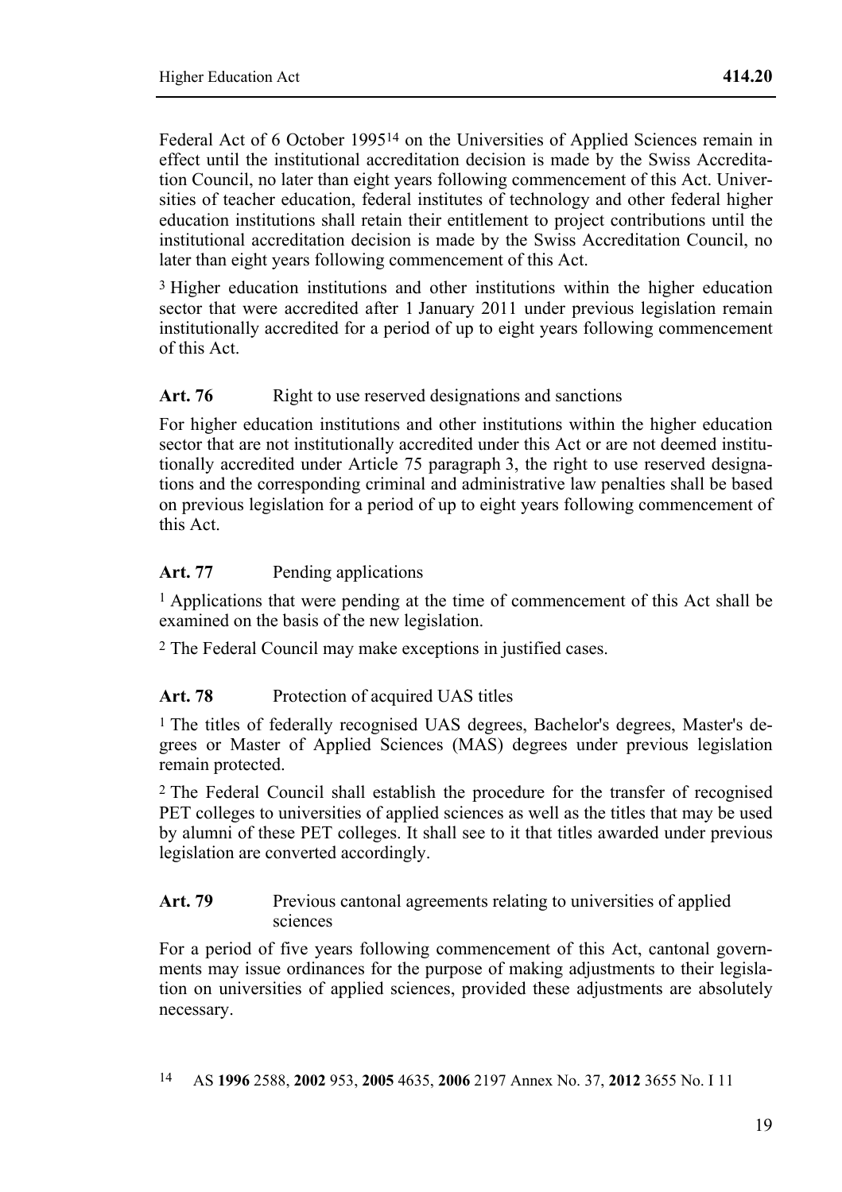Federal Act of 6 October 1995[14] on the Universities of Applied Sciences remain in effect until the institutional accreditation decision is made by the Swiss Accreditation Council, no later than eight years following commencement of this Act. Universities of teacher education, federal institutes of technology and other federal higher education institutions shall retain their entitlement to project contributions until the institutional accreditation decision is made by the Swiss Accreditation Council, no later than eight years following commencement of this Act.

[3] Higher education institutions and other institutions within the higher education sector that were accredited after 1 January 2011 under previous legislation remain institutionally accredited for a period of up to eight years following commencement of this Act.

**Art. 76** Right to use reserved designations and sanctions

For higher education institutions and other institutions within the higher education sector that are not institutionally accredited under this Act or are not deemed institutionally accredited under Article 75 paragraph 3, the right to use reserved designations and the corresponding criminal and administrative law penalties shall be based on previous legislation for a period of up to eight years following commencement of this Act.

**Art. 77** Pending applications

[1] Applications that were pending at the time of commencement of this Act shall be examined on the basis of the new legislation.

[2] The Federal Council may make exceptions in justified cases.

**Art. 78** Protection of acquired UAS titles

[1] The titles of federally recognised UAS degrees, Bachelor's degrees, Master's degrees or Master of Applied Sciences (MAS) degrees under previous legislation remain protected.

[2] The Federal Council shall establish the procedure for the transfer of recognised PET colleges to universities of applied sciences as well as the titles that may be used by alumni of these PET colleges. It shall see to it that titles awarded under previous legislation are converted accordingly.

**Art. 79** Previous cantonal agreements relating to universities of applied sciences

For a period of five years following commencement of this Act, cantonal governments may issue ordinances for the purpose of making adjustments to their legislation on universities of applied sciences, provided these adjustments are absolutely necessary.

[14] AS **1996** 2588, **2002** 953, **2005** 4635, **2006** 2197 Annex No. 37, **2012** 3655 No. I 11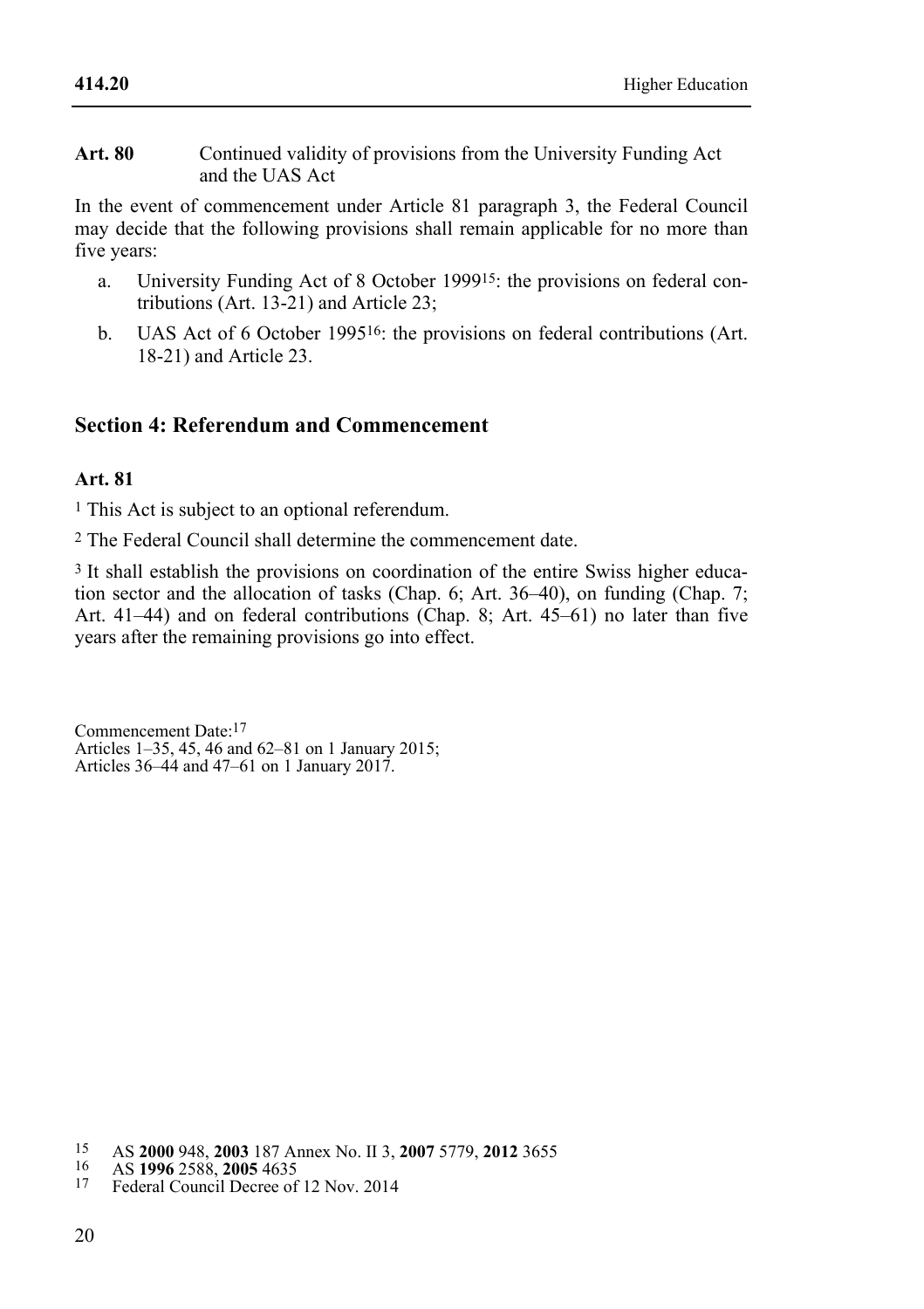**Art. 80** Continued validity of provisions from the University Funding Act and the UAS Act

In the event of commencement under Article 81 paragraph 3, the Federal Council may decide that the following provisions shall remain applicable for no more than five years:

a. University Funding Act of 8 October 1999[15]: the provisions on federal contributions (Art. 13-21) and Article 23;

b. UAS Act of 6 October 1995[16]: the provisions on federal contributions (Art. 18-21) and Article 23.

## Section 4: Referendum and Commencement

**Art. 81**

[1] This Act is subject to an optional referendum.

[2] The Federal Council shall determine the commencement date.

[3] It shall establish the provisions on coordination of the entire Swiss higher education sector and the allocation of tasks (Chap. 6; Art. 36–40), on funding (Chap. 7; Art. 41–44) and on federal contributions (Chap. 8; Art. 45–61) no later than five years after the remaining provisions go into effect.

Commencement Date:[17]
Articles 1–35, 45, 46 and 62–81 on 1 January 2015;
Articles 36–44 and 47–61 on 1 January 2017.

---

15 AS **2000** 948, **2003** 187 Annex No. II 3, **2007** 5779, **2012** 3655
16 AS **1996** 2588, **2005** 4635
17 Federal Council Decree of 12 Nov. 2014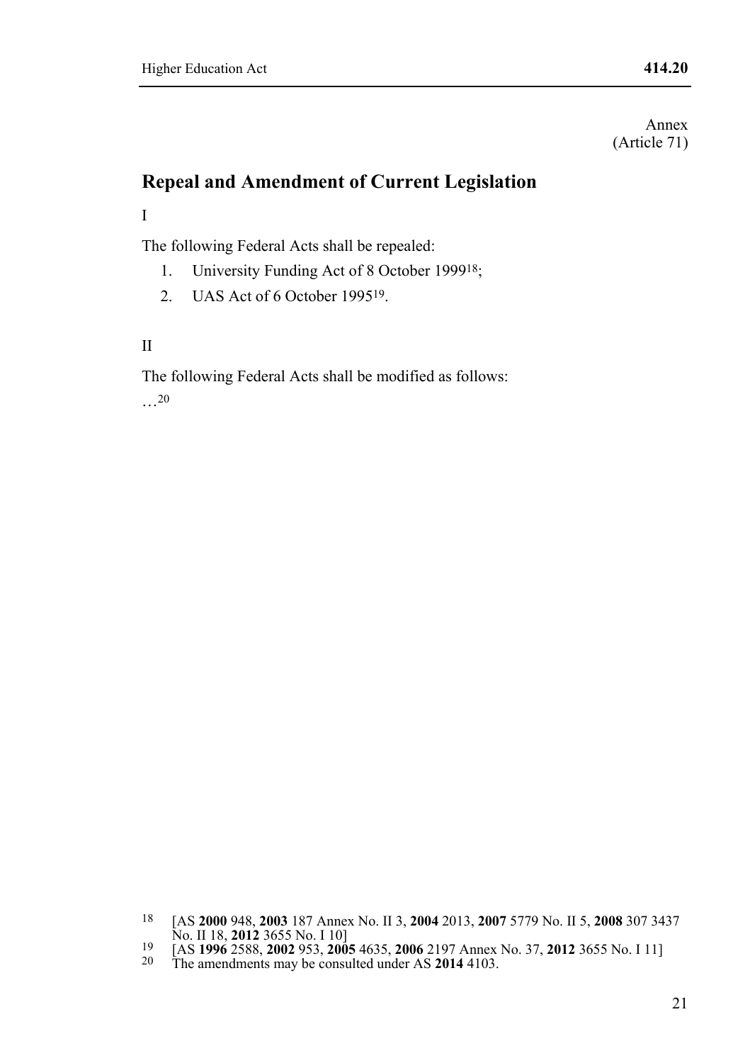Annex
(Article 71)

## Repeal and Amendment of Current Legislation

I

The following Federal Acts shall be repealed:

1. University Funding Act of 8 October 1999[18];
2. UAS Act of 6 October 1995[19].

II

The following Federal Acts shall be modified as follows:

…[20]

---

18 [AS **2000** 948, **2003** 187 Annex No. II 3, **2004** 2013, **2007** 5779 No. II 5, **2008** 307 3437 No. II 18, **2012** 3655 No. I 10]

19 [AS **1996** 2588, **2002** 953, **2005** 4635, **2006** 2197 Annex No. 37, **2012** 3655 No. I 11]

20 The amendments may be consulted under AS **2014** 4103.